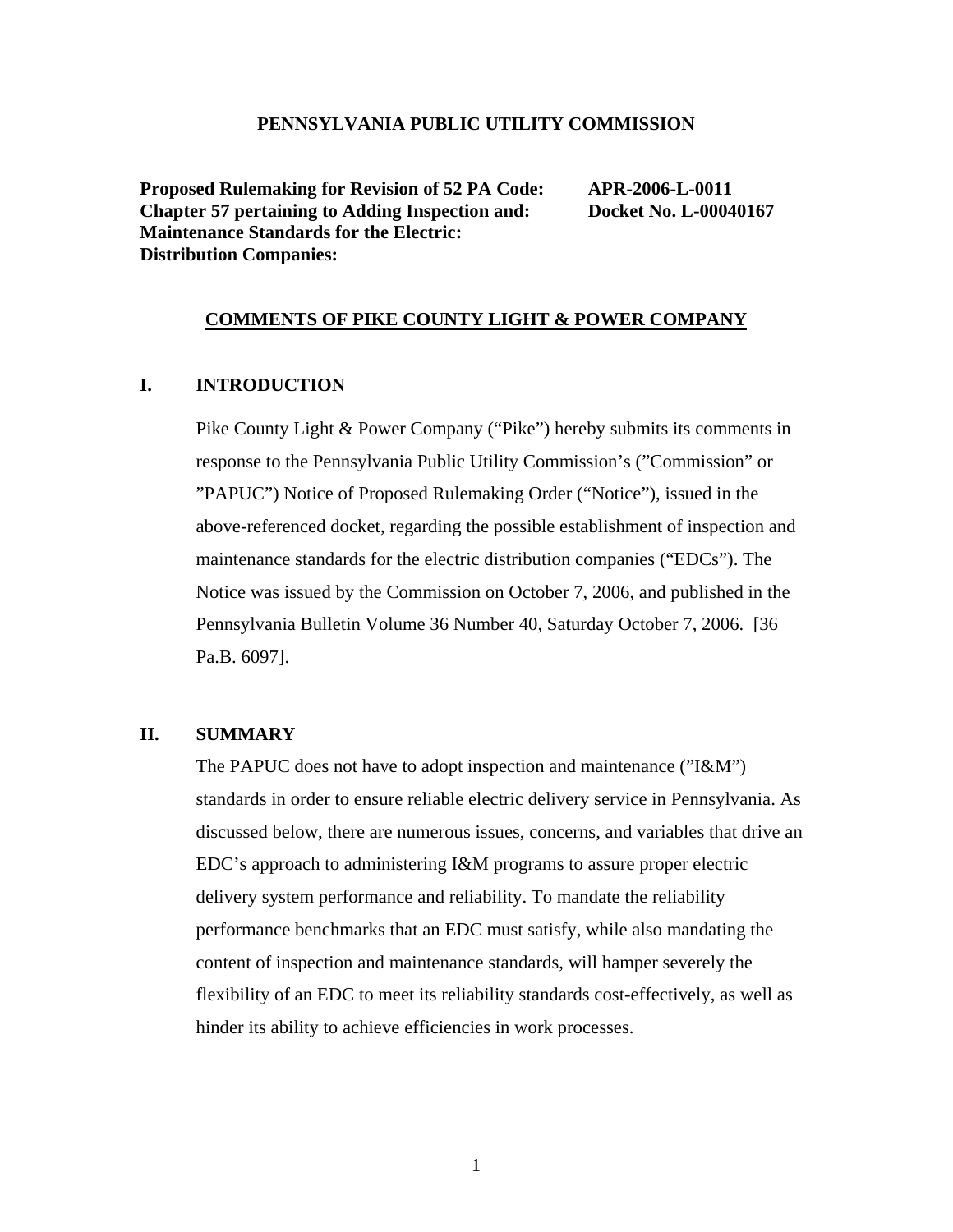**PENNSYLVANIA PUBLIC UTILITY COMMISSION**

| | |
|---|---|
| **Proposed Rulemaking for Revision of 52 PA Code: Chapter 57 pertaining to Adding Inspection and: Maintenance Standards for the Electric: Distribution Companies:** | **APR-2006-L-0011 Docket No. L-00040167** |

**COMMENTS OF PIKE COUNTY LIGHT & POWER COMPANY**

## I. INTRODUCTION

Pike County Light & Power Company ("Pike") hereby submits its comments in response to the Pennsylvania Public Utility Commission's ("Commission" or "PAPUC") Notice of Proposed Rulemaking Order ("Notice"), issued in the above-referenced docket, regarding the possible establishment of inspection and maintenance standards for the electric distribution companies ("EDCs"). The Notice was issued by the Commission on October 7, 2006, and published in the Pennsylvania Bulletin Volume 36 Number 40, Saturday October 7, 2006. [36 Pa.B. 6097].

## II. SUMMARY

The PAPUC does not have to adopt inspection and maintenance ("I&M") standards in order to ensure reliable electric delivery service in Pennsylvania. As discussed below, there are numerous issues, concerns, and variables that drive an EDC's approach to administering I&M programs to assure proper electric delivery system performance and reliability. To mandate the reliability performance benchmarks that an EDC must satisfy, while also mandating the content of inspection and maintenance standards, will hamper severely the flexibility of an EDC to meet its reliability standards cost-effectively, as well as hinder its ability to achieve efficiencies in work processes.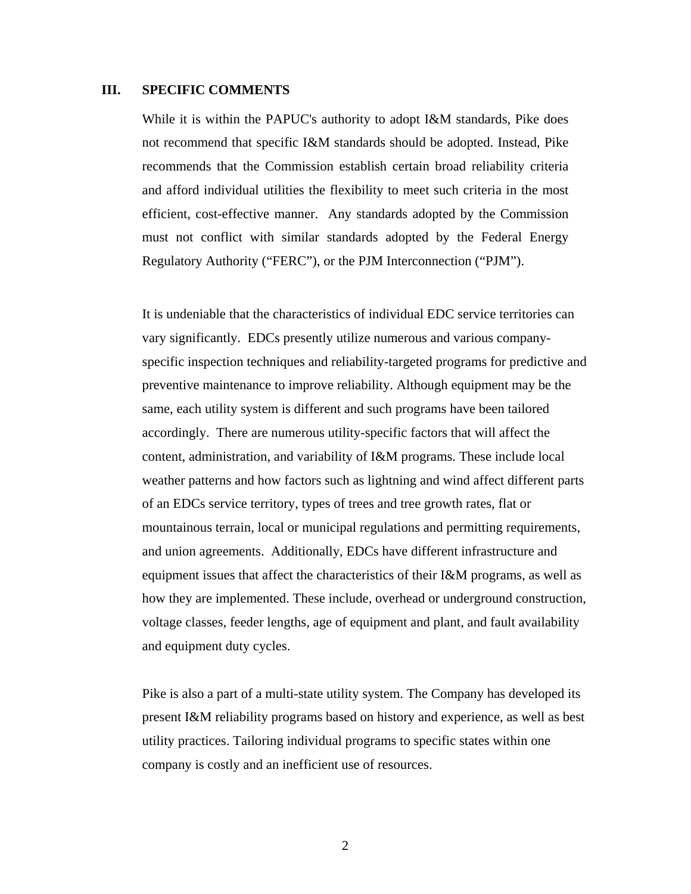## III. SPECIFIC COMMENTS

While it is within the PAPUC's authority to adopt I&M standards, Pike does not recommend that specific I&M standards should be adopted. Instead, Pike recommends that the Commission establish certain broad reliability criteria and afford individual utilities the flexibility to meet such criteria in the most efficient, cost-effective manner. Any standards adopted by the Commission must not conflict with similar standards adopted by the Federal Energy Regulatory Authority ("FERC"), or the PJM Interconnection ("PJM").

It is undeniable that the characteristics of individual EDC service territories can vary significantly. EDCs presently utilize numerous and various company-specific inspection techniques and reliability-targeted programs for predictive and preventive maintenance to improve reliability. Although equipment may be the same, each utility system is different and such programs have been tailored accordingly. There are numerous utility-specific factors that will affect the content, administration, and variability of I&M programs. These include local weather patterns and how factors such as lightning and wind affect different parts of an EDCs service territory, types of trees and tree growth rates, flat or mountainous terrain, local or municipal regulations and permitting requirements, and union agreements. Additionally, EDCs have different infrastructure and equipment issues that affect the characteristics of their I&M programs, as well as how they are implemented. These include, overhead or underground construction, voltage classes, feeder lengths, age of equipment and plant, and fault availability and equipment duty cycles.

Pike is also a part of a multi-state utility system. The Company has developed its present I&M reliability programs based on history and experience, as well as best utility practices. Tailoring individual programs to specific states within one company is costly and an inefficient use of resources.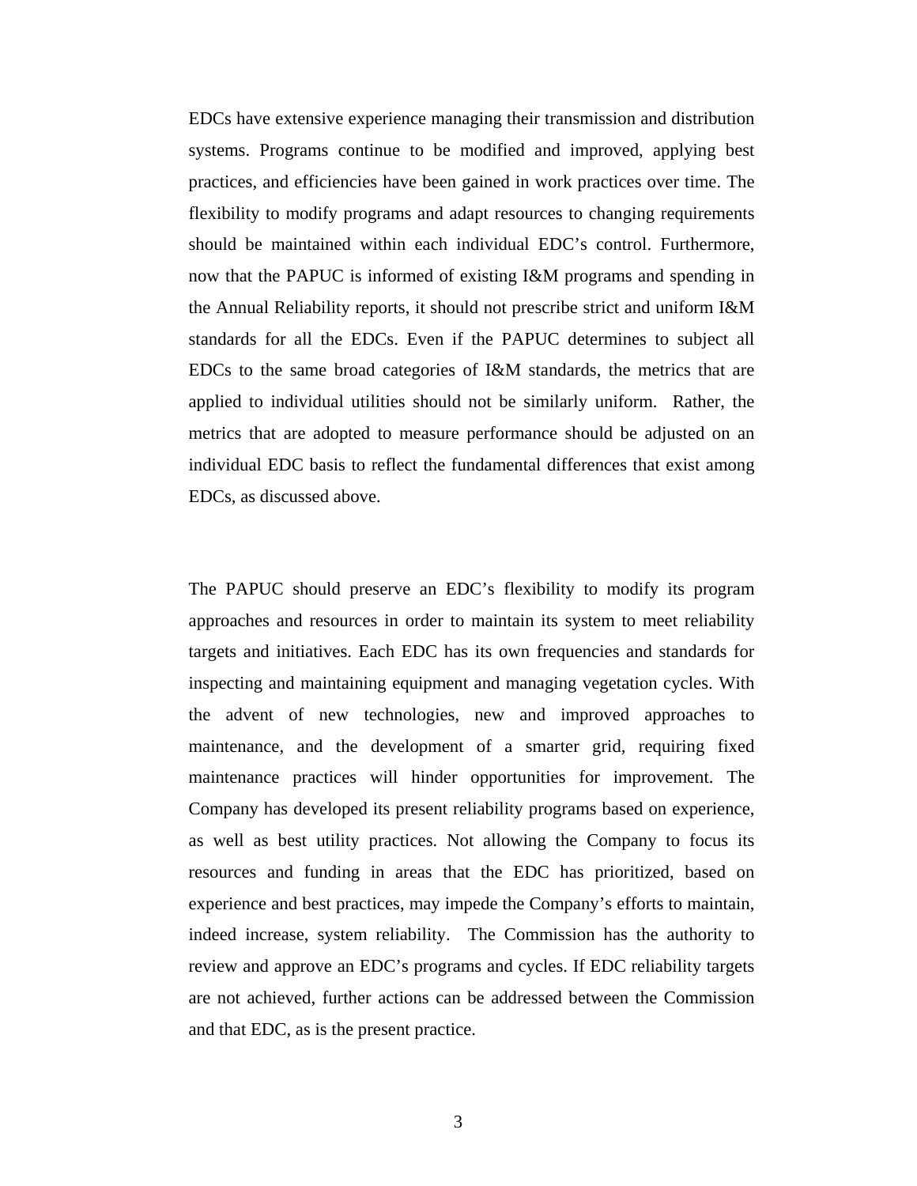EDCs have extensive experience managing their transmission and distribution systems. Programs continue to be modified and improved, applying best practices, and efficiencies have been gained in work practices over time. The flexibility to modify programs and adapt resources to changing requirements should be maintained within each individual EDC's control. Furthermore, now that the PAPUC is informed of existing I&M programs and spending in the Annual Reliability reports, it should not prescribe strict and uniform I&M standards for all the EDCs. Even if the PAPUC determines to subject all EDCs to the same broad categories of I&M standards, the metrics that are applied to individual utilities should not be similarly uniform. Rather, the metrics that are adopted to measure performance should be adjusted on an individual EDC basis to reflect the fundamental differences that exist among EDCs, as discussed above.

The PAPUC should preserve an EDC's flexibility to modify its program approaches and resources in order to maintain its system to meet reliability targets and initiatives. Each EDC has its own frequencies and standards for inspecting and maintaining equipment and managing vegetation cycles. With the advent of new technologies, new and improved approaches to maintenance, and the development of a smarter grid, requiring fixed maintenance practices will hinder opportunities for improvement. The Company has developed its present reliability programs based on experience, as well as best utility practices. Not allowing the Company to focus its resources and funding in areas that the EDC has prioritized, based on experience and best practices, may impede the Company's efforts to maintain, indeed increase, system reliability. The Commission has the authority to review and approve an EDC's programs and cycles. If EDC reliability targets are not achieved, further actions can be addressed between the Commission and that EDC, as is the present practice.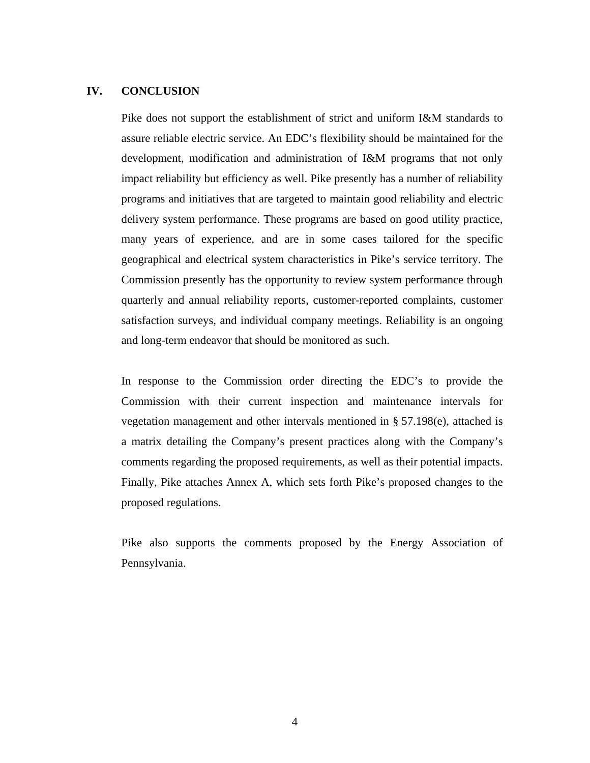## IV. CONCLUSION

Pike does not support the establishment of strict and uniform I&M standards to assure reliable electric service. An EDC's flexibility should be maintained for the development, modification and administration of I&M programs that not only impact reliability but efficiency as well. Pike presently has a number of reliability programs and initiatives that are targeted to maintain good reliability and electric delivery system performance. These programs are based on good utility practice, many years of experience, and are in some cases tailored for the specific geographical and electrical system characteristics in Pike's service territory. The Commission presently has the opportunity to review system performance through quarterly and annual reliability reports, customer-reported complaints, customer satisfaction surveys, and individual company meetings. Reliability is an ongoing and long-term endeavor that should be monitored as such.

In response to the Commission order directing the EDC's to provide the Commission with their current inspection and maintenance intervals for vegetation management and other intervals mentioned in § 57.198(e), attached is a matrix detailing the Company's present practices along with the Company's comments regarding the proposed requirements, as well as their potential impacts. Finally, Pike attaches Annex A, which sets forth Pike's proposed changes to the proposed regulations.

Pike also supports the comments proposed by the Energy Association of Pennsylvania.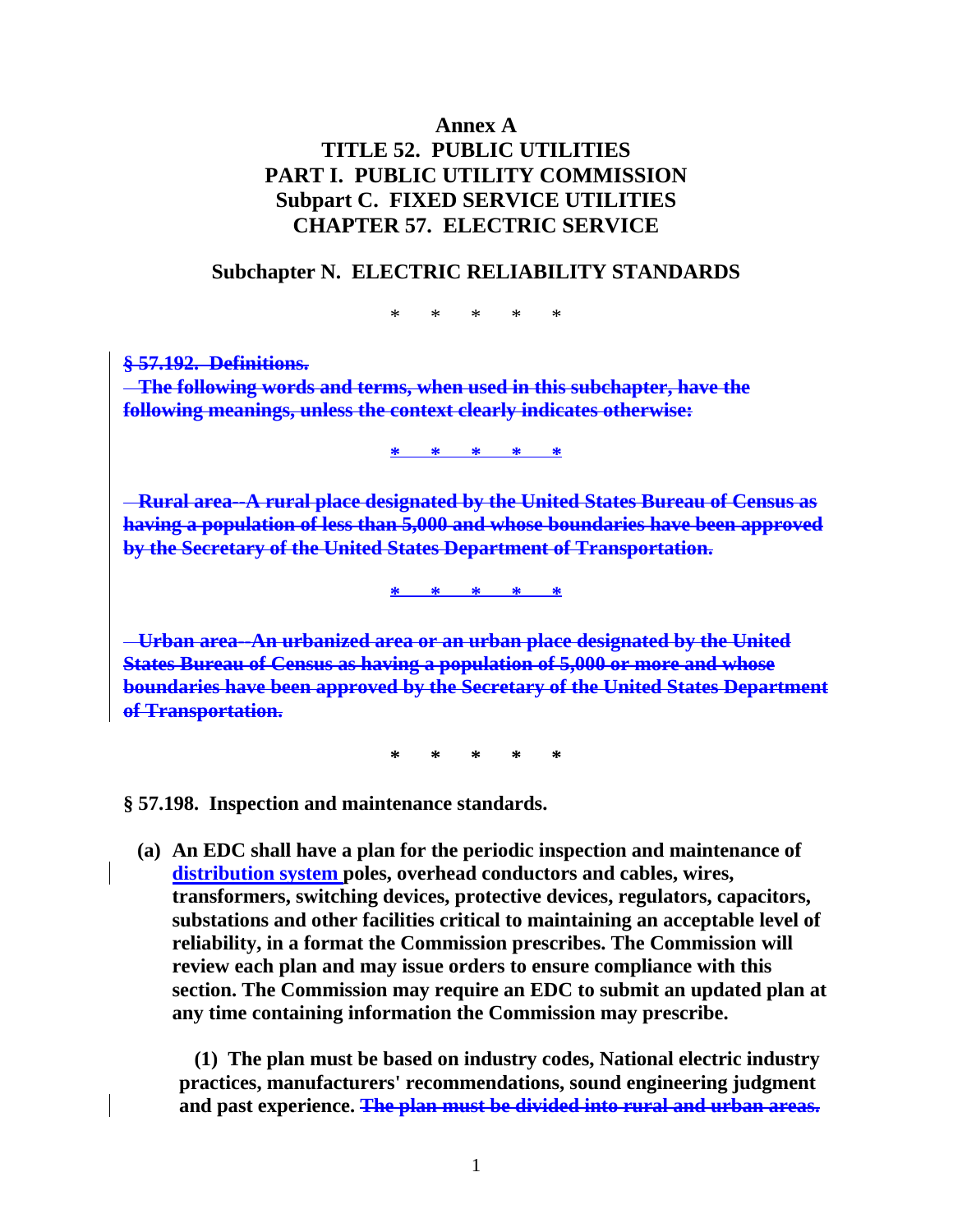# Annex A
# TITLE 52. PUBLIC UTILITIES
# PART I. PUBLIC UTILITY COMMISSION
# Subpart C. FIXED SERVICE UTILITIES
# CHAPTER 57. ELECTRIC SERVICE

## Subchapter N. ELECTRIC RELIABILITY STANDARDS

\* \* \* \* \*

~~**§ 57.192. Definitions.**~~

~~**The following words and terms, when used in this subchapter, have the following meanings, unless the context clearly indicates otherwise:**~~

~~**\* \* \* \* \***~~

~~**Rural area--A rural place designated by the United States Bureau of Census as having a population of less than 5,000 and whose boundaries have been approved by the Secretary of the United States Department of Transportation.**~~

~~**\* \* \* \* \***~~

~~**Urban area--An urbanized area or an urban place designated by the United States Bureau of Census as having a population of 5,000 or more and whose boundaries have been approved by the Secretary of the United States Department of Transportation.**~~

**\* \* \* \* \***

**§ 57.198. Inspection and maintenance standards.**

**(a) An EDC shall have a plan for the periodic inspection and maintenance of <u>distribution system</u> poles, overhead conductors and cables, wires, transformers, switching devices, protective devices, regulators, capacitors, substations and other facilities critical to maintaining an acceptable level of reliability, in a format the Commission prescribes. The Commission will review each plan and may issue orders to ensure compliance with this section. The Commission may require an EDC to submit an updated plan at any time containing information the Commission may prescribe.**

**(1) The plan must be based on industry codes, National electric industry practices, manufacturers' recommendations, sound engineering judgment and past experience.** ~~**The plan must be divided into rural and urban areas.**~~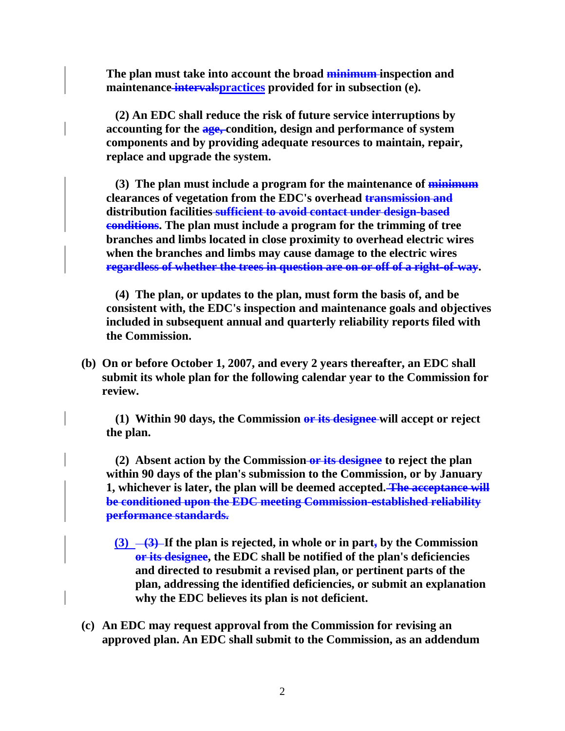**The plan must take into account the broad ~~minimum~~ inspection and maintenance ~~intervals~~practices provided for in subsection (e).**

**(2) An EDC shall reduce the risk of future service interruptions by accounting for the ~~age,~~ condition, design and performance of system components and by providing adequate resources to maintain, repair, replace and upgrade the system.**

**(3) The plan must include a program for the maintenance of ~~minimum~~ clearances of vegetation from the EDC's overhead ~~transmission and~~ distribution facilities ~~sufficient to avoid contact under design-based conditions~~. The plan must include a program for the trimming of tree branches and limbs located in close proximity to overhead electric wires when the branches and limbs may cause damage to the electric wires ~~regardless of whether the trees in question are on or off of a right-of-way~~.**

**(4) The plan, or updates to the plan, must form the basis of, and be consistent with, the EDC's inspection and maintenance goals and objectives included in subsequent annual and quarterly reliability reports filed with the Commission.**

**(b) On or before October 1, 2007, and every 2 years thereafter, an EDC shall submit its whole plan for the following calendar year to the Commission for review.**

**(1) Within 90 days, the Commission ~~or its designee~~ will accept or reject the plan.**

**(2) Absent action by the Commission ~~or its designee~~ to reject the plan within 90 days of the plan's submission to the Commission, or by January 1, whichever is later, the plan will be deemed accepted. ~~The acceptance will be conditioned upon the EDC meeting Commission-established reliability performance standards.~~**

**(3) ~~(3)~~ If the plan is rejected, in whole or in part~~,~~ by the Commission ~~or its designee~~, the EDC shall be notified of the plan's deficiencies and directed to resubmit a revised plan, or pertinent parts of the plan, addressing the identified deficiencies, or submit an explanation why the EDC believes its plan is not deficient.**

**(c) An EDC may request approval from the Commission for revising an approved plan. An EDC shall submit to the Commission, as an addendum**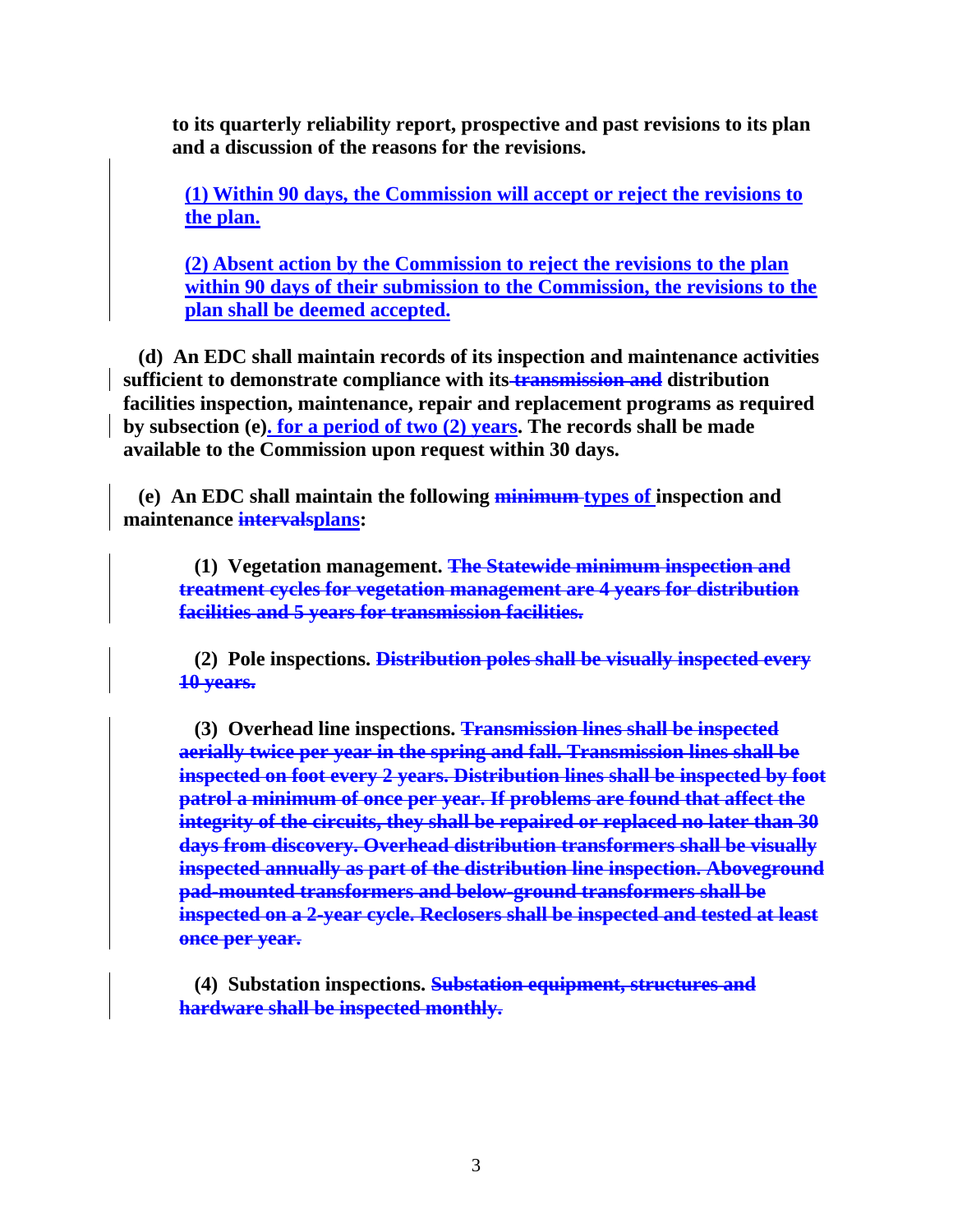**to its quarterly reliability report, prospective and past revisions to its plan and a discussion of the reasons for the revisions.**

**<u>(1) Within 90 days, the Commission will accept or reject the revisions to the plan.</u>**

**<u>(2) Absent action by the Commission to reject the revisions to the plan within 90 days of their submission to the Commission, the revisions to the plan shall be deemed accepted.</u>**

**(d) An EDC shall maintain records of its inspection and maintenance activities sufficient to demonstrate compliance with its ~~transmission and~~ distribution facilities inspection, maintenance, repair and replacement programs as required by subsection (e)<u>. for a period of two (2) years</u>. The records shall be made available to the Commission upon request within 30 days.**

**(e) An EDC shall maintain the following ~~minimum~~ <u>types of</u> inspection and maintenance ~~intervals~~<u>plans</u>:**

**(1) Vegetation management. ~~The Statewide minimum inspection and treatment cycles for vegetation management are 4 years for distribution facilities and 5 years for transmission facilities.~~**

**(2) Pole inspections. ~~Distribution poles shall be visually inspected every 10 years.~~**

**(3) Overhead line inspections. ~~Transmission lines shall be inspected aerially twice per year in the spring and fall. Transmission lines shall be inspected on foot every 2 years. Distribution lines shall be inspected by foot patrol a minimum of once per year. If problems are found that affect the integrity of the circuits, they shall be repaired or replaced no later than 30 days from discovery. Overhead distribution transformers shall be visually inspected annually as part of the distribution line inspection. Aboveground pad-mounted transformers and below-ground transformers shall be inspected on a 2-year cycle. Reclosers shall be inspected and tested at least once per year.~~**

**(4) Substation inspections. ~~Substation equipment, structures and hardware shall be inspected monthly.~~**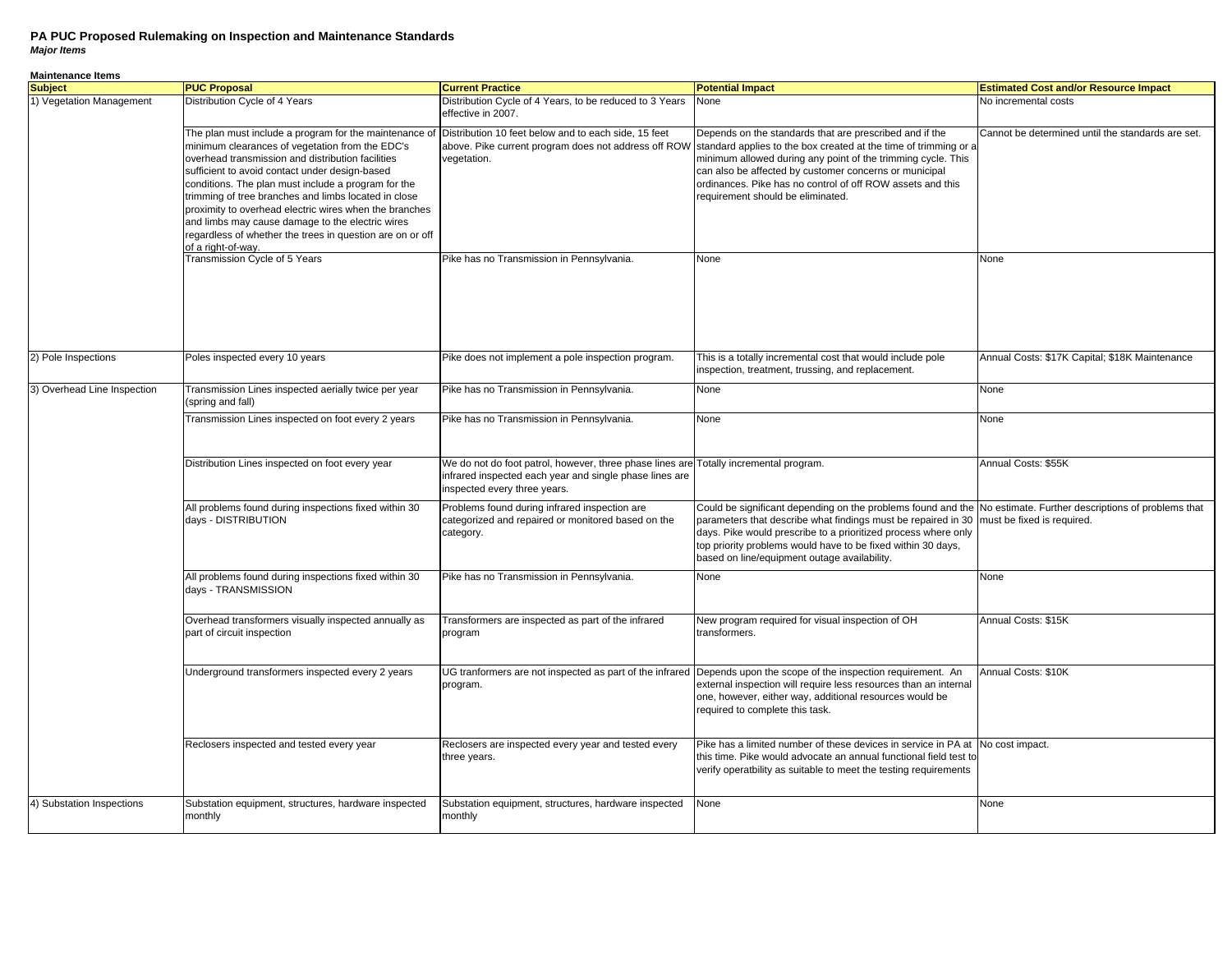# PA PUC Proposed Rulemaking on Inspection and Maintenance Standards

***Major Items***

**Maintenance Items**

| Subject | PUC Proposal | Current Practice | Potential Impact | Estimated Cost and/or Resource Impact |
|---|---|---|---|---|
| 1) Vegetation Management | Distribution Cycle of 4 Years | Distribution Cycle of 4 Years, to be reduced to 3 Years effective in 2007. | None | No incremental costs |
| | The plan must include a program for the maintenance of minimum clearances of vegetation from the EDC's overhead transmission and distribution facilities sufficient to avoid contact under design-based conditions. The plan must include a program for the trimming of tree branches and limbs located in close proximity to overhead electric wires when the branches and limbs may cause damage to the electric wires regardless of whether the trees in question are on or off of a right-of-way. | Distribution 10 feet below and to each side, 15 feet above. Pike current program does not address off ROW vegetation. | Depends on the standards that are prescribed and if the standard applies to the box created at the time of trimming or a minimum allowed during any point of the trimming cycle. This can also be affected by customer concerns or municipal ordinances. Pike has no control of off ROW assets and this requirement should be eliminated. | Cannot be determined until the standards are set. |
| | Transmission Cycle of 5 Years | Pike has no Transmission in Pennsylvania. | None | None |
| 2) Pole Inspections | Poles inspected every 10 years | Pike does not implement a pole inspection program. | This is a totally incremental cost that would include pole inspection, treatment, trussing, and replacement. | Annual Costs: $17K Capital; $18K Maintenance |
| 3) Overhead Line Inspection | Transmission Lines inspected aerially twice per year (spring and fall) | Pike has no Transmission in Pennsylvania. | None | None |
| | Transmission Lines inspected on foot every 2 years | Pike has no Transmission in Pennsylvania. | None | None |
| | Distribution Lines inspected on foot every year | We do not do foot patrol, however, three phase lines are infrared inspected each year and single phase lines are inspected every three years. | Totally incremental program. | Annual Costs: $55K |
| | All problems found during inspections fixed within 30 days - DISTRIBUTION | Problems found during infrared inspection are categorized and repaired or monitored based on the category. | Could be significant depending on the problems found and the parameters that describe what findings must be repaired in 30 days. Pike would prescribe to a prioritized process where only top priority problems would have to be fixed within 30 days, based on line/equipment outage availability. | No estimate. Further descriptions of problems that must be fixed is required. |
| | All problems found during inspections fixed within 30 days - TRANSMISSION | Pike has no Transmission in Pennsylvania. | None | None |
| | Overhead transformers visually inspected annually as part of circuit inspection | Transformers are inspected as part of the infrared program | New program required for visual inspection of OH transformers. | Annual Costs: $15K |
| | Underground transformers inspected every 2 years | UG tranformers are not inspected as part of the infrared program. | Depends upon the scope of the inspection requirement. An external inspection will require less resources than an internal one, however, either way, additional resources would be required to complete this task. | Annual Costs: $10K |
| | Reclosers inspected and tested every year | Reclosers are inspected every year and tested every three years. | Pike has a limited number of these devices in service in PA at this time. Pike would advocate an annual functional field test to verify operatbility as suitable to meet the testing requirements | No cost impact. |
| 4) Substation Inspections | Substation equipment, structures, hardware inspected monthly | Substation equipment, structures, hardware inspected monthly | None | None |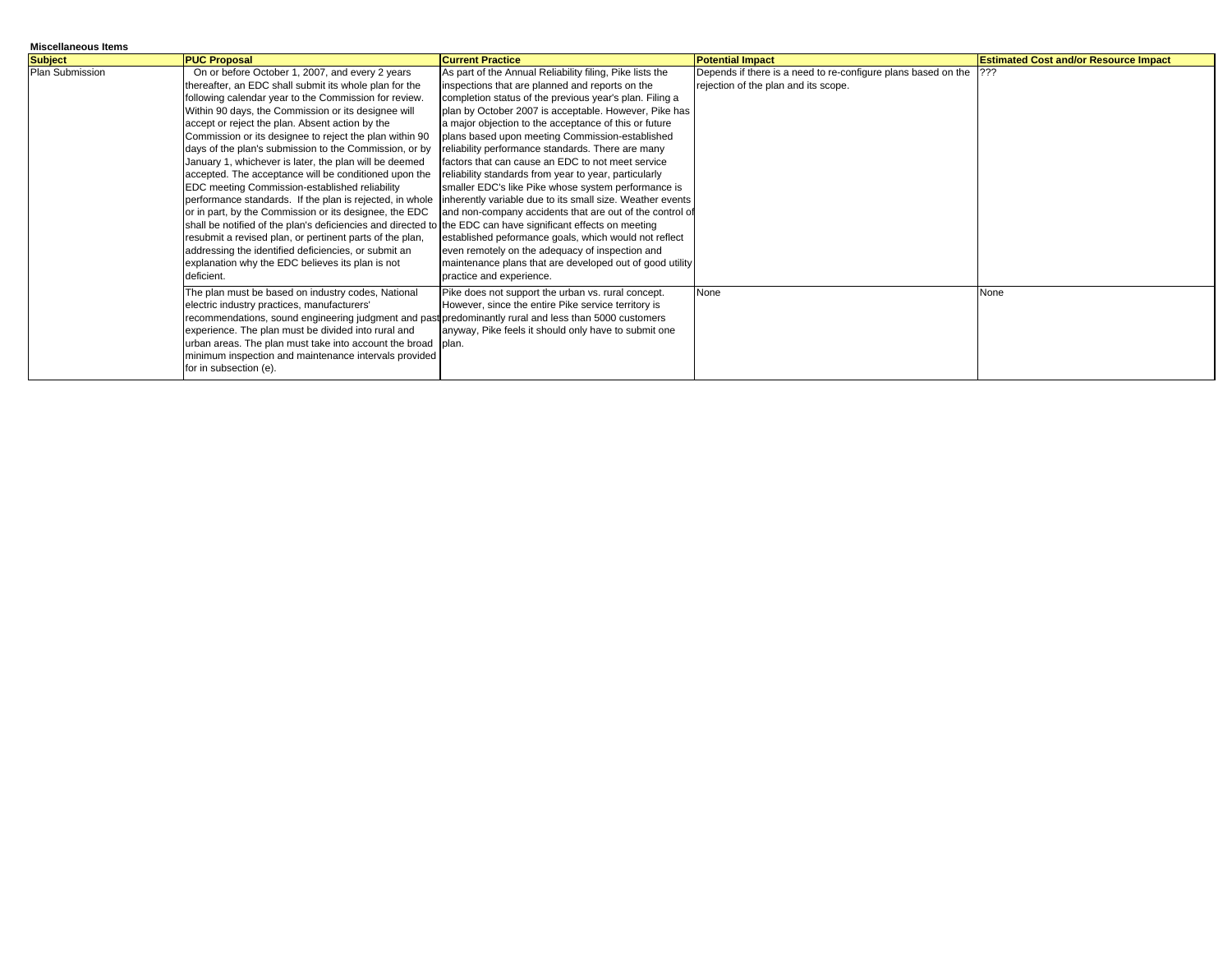**Miscellaneous Items**

| Subject | PUC Proposal | Current Practice | Potential Impact | Estimated Cost and/or Resource Impact |
|---|---|---|---|---|
| Plan Submission | On or before October 1, 2007, and every 2 years thereafter, an EDC shall submit its whole plan for the following calendar year to the Commission for review. Within 90 days, the Commission or its designee will accept or reject the plan. Absent action by the Commission or its designee to reject the plan within 90 days of the plan's submission to the Commission, or by January 1, whichever is later, the plan will be deemed accepted. The acceptance will be conditioned upon the EDC meeting Commission-established reliability performance standards. If the plan is rejected, in whole or in part, by the Commission or its designee, the EDC shall be notified of the plan's deficiencies and directed to resubmit a revised plan, or pertinent parts of the plan, addressing the identified deficiencies, or submit an explanation why the EDC believes its plan is not deficient. | As part of the Annual Reliability filing, Pike lists the inspections that are planned and reports on the completion status of the previous year's plan. Filing a plan by October 2007 is acceptable. However, Pike has a major objection to the acceptance of this or future plans based upon meeting Commission-established reliability performance standards. There are many factors that can cause an EDC to not meet service reliability standards from year to year, particularly smaller EDC's like Pike whose system performance is inherently variable due to its small size. Weather events and non-company accidents that are out of the control of the EDC can have significant effects on meeting established peformance goals, which would not reflect even remotely on the adequacy of inspection and maintenance plans that are developed out of good utility practice and experience. | Depends if there is a need to re-configure plans based on the rejection of the plan and its scope. | ??? |
| | The plan must be based on industry codes, National electric industry practices, manufacturers' recommendations, sound engineering judgment and past experience. The plan must be divided into rural and urban areas. The plan must take into account the broad minimum inspection and maintenance intervals provided for in subsection (e). | Pike does not support the urban vs. rural concept. However, since the entire Pike service territory is predominantly rural and less than 5000 customers anyway, Pike feels it should only have to submit one plan. | None | None |